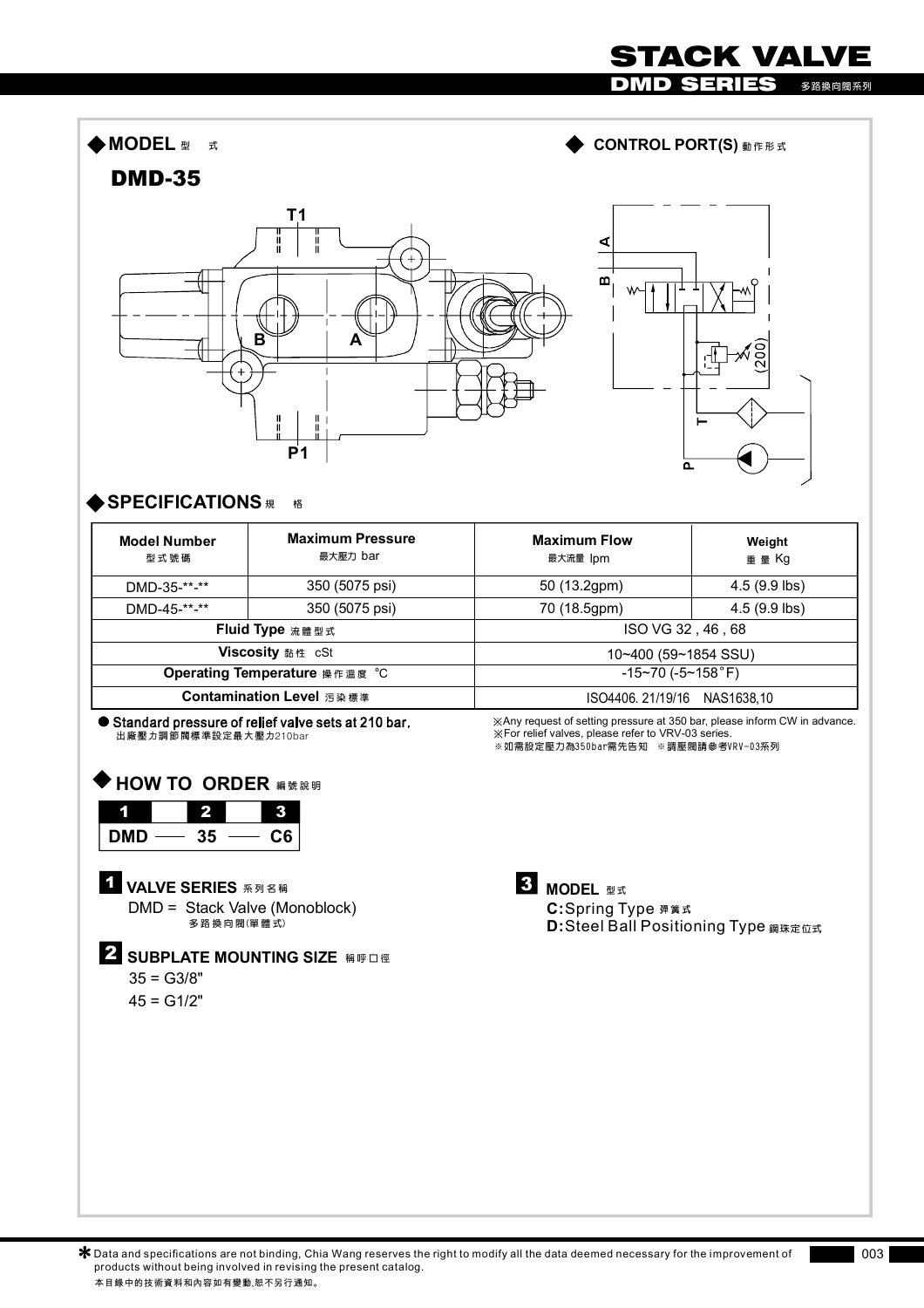# STACK VALVE

## DMD SERIES 多路換向閥系列

### ◆MODEL 型 式

**DMD-35**

### ◆ CONTROL PORT(S) 動作形式

### ◆SPECIFICATIONS 規 格

| Model Number 型式號碼 | Maximum Pressure 最大壓力 bar | Maximum Flow 最大流量 lpm | Weight 重 量 Kg |
|---|---|---|---|
| DMD-35-**-** | 350 (5075 psi) | 50 (13.2gpm) | 4.5 (9.9 lbs) |
| DMD-45-**-** | 350 (5075 psi) | 70 (18.5gpm) | 4.5 (9.9 lbs) |
| Fluid Type 流體型式 | | ISO VG 32 , 46 , 68 | |
| Viscosity 黏性 cSt | | 10~400 (59~1854 SSU) | |
| Operating Temperature 操作溫度 ˚C | | -15~70 (-5~158˚F) | |
| Contamination Level 污染標準 | | ISO4406. 21/19/16 NAS1638,10 | |

● Standard pressure of relief valve sets at 210 bar.
出廠壓力調節閥標準設定最大壓力210bar

※Any request of setting pressure at 350 bar, please inform CW in advance.
※For relief valves, please refer to VRV-03 series.
※如需設定壓力為350bar需先告知 ※調壓閥請參考VRV-03系列

### ◆ HOW TO ORDER 編號說明

| 1 | | 2 | | 3 |
|---|---|---|---|---|
| DMD | — | 35 | — | C6 |

**1 VALVE SERIES** 系列名稱

DMD = Stack Valve (Monoblock)
多路換向閥(單體式)

**2 SUBPLATE MOUNTING SIZE** 稱呼口徑

35 = G3/8"

45 = G1/2"

**3 MODEL** 型式

**C:**Spring Type 彈簧式

**D:**Steel Ball Positioning Type 鋼珠定位式

✱ Data and specifications are not binding, Chia Wang reserves the right to modify all the data deemed necessary for the improvement of products without being involved in revising the present catalog.
本目錄中的技術資料和內容如有變動,恕不另行通知。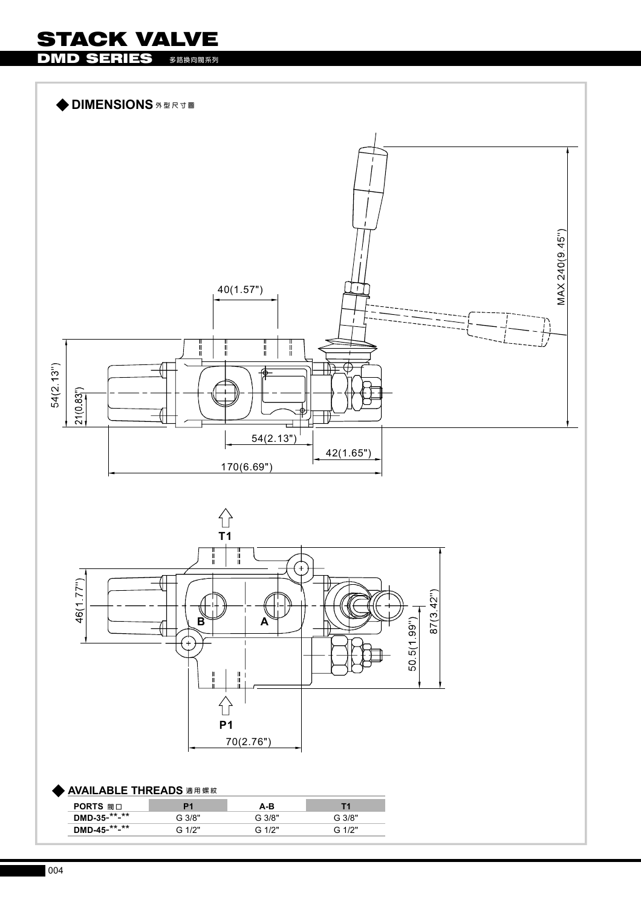# STACK VALVE

## DMD SERIES 多路換向閥系列

### ◆ DIMENSIONS 外型尺寸圖

40(1.57")

MAX 240(9.45")

54(2.13")

21(0.83")

54(2.13")

42(1.65")

170(6.69")

T1

46(1.77")

B

A

50.5(1.99")

87(3.42")

P1

70(2.76")

### ◆ AVAILABLE THREADS 適用螺紋

| PORTS 閥口 | P1 | A-B | T1 |
|---|---|---|---|
| DMD-35-**-** | G 3/8" | G 3/8" | G 3/8" |
| DMD-45-**-** | G 1/2" | G 1/2" | G 1/2" |